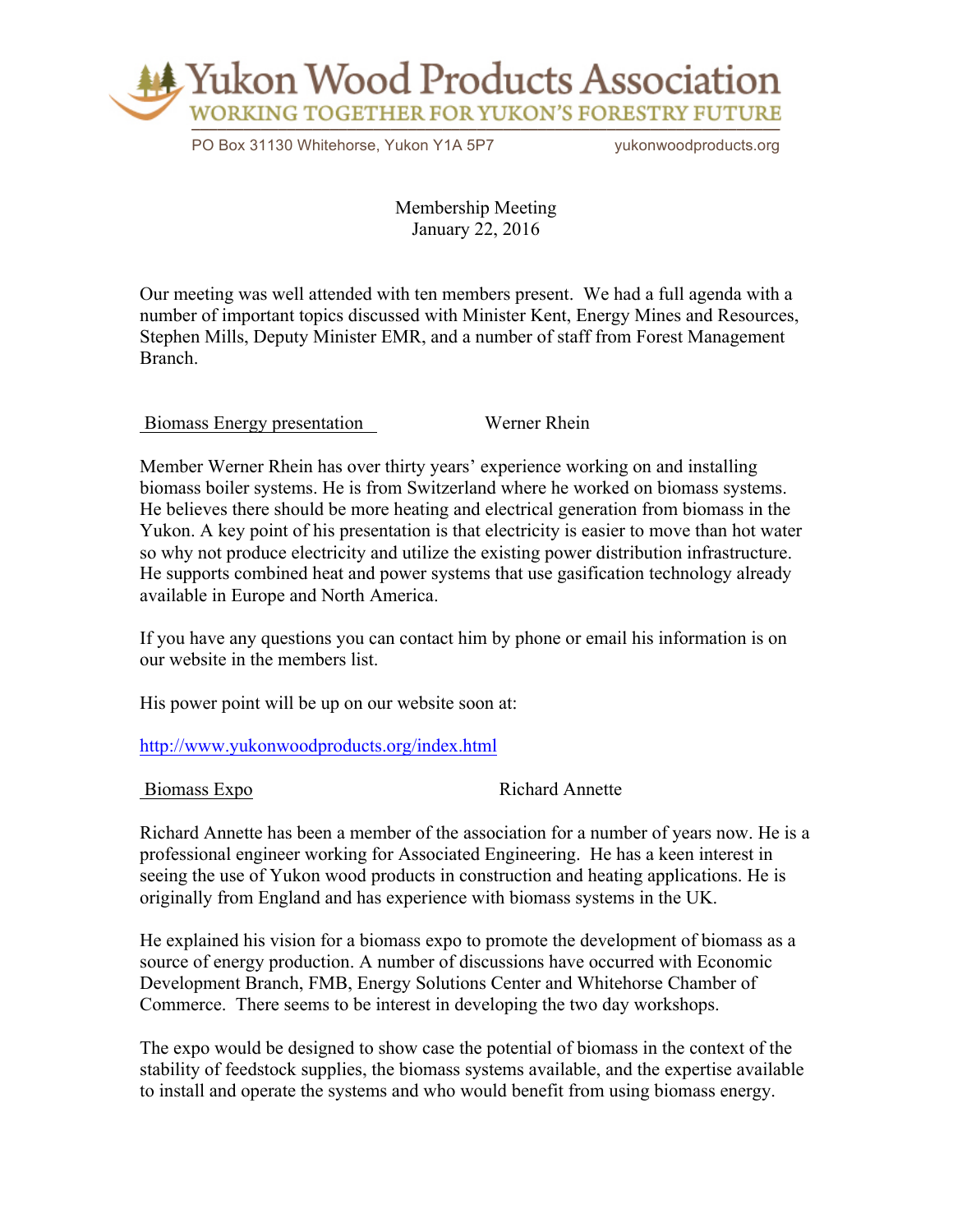# Yukon Wood Products Association

WORKING TOGETHER FOR YUKON'S FORESTRY FUTURE

PO Box 31130 Whitehorse, Yukon Y1A 5P7 yukonwoodproducts.org

Membership Meeting
January 22, 2016

Our meeting was well attended with ten members present. We had a full agenda with a number of important topics discussed with Minister Kent, Energy Mines and Resources, Stephen Mills, Deputy Minister EMR, and a number of staff from Forest Management Branch.

## Biomass Energy presentation — Werner Rhein

Member Werner Rhein has over thirty years' experience working on and installing biomass boiler systems. He is from Switzerland where he worked on biomass systems. He believes there should be more heating and electrical generation from biomass in the Yukon. A key point of his presentation is that electricity is easier to move than hot water so why not produce electricity and utilize the existing power distribution infrastructure. He supports combined heat and power systems that use gasification technology already available in Europe and North America.

If you have any questions you can contact him by phone or email his information is on our website in the members list.

His power point will be up on our website soon at:

http://www.yukonwoodproducts.org/index.html

## Biomass Expo — Richard Annette

Richard Annette has been a member of the association for a number of years now. He is a professional engineer working for Associated Engineering. He has a keen interest in seeing the use of Yukon wood products in construction and heating applications. He is originally from England and has experience with biomass systems in the UK.

He explained his vision for a biomass expo to promote the development of biomass as a source of energy production. A number of discussions have occurred with Economic Development Branch, FMB, Energy Solutions Center and Whitehorse Chamber of Commerce. There seems to be interest in developing the two day workshops.

The expo would be designed to show case the potential of biomass in the context of the stability of feedstock supplies, the biomass systems available, and the expertise available to install and operate the systems and who would benefit from using biomass energy.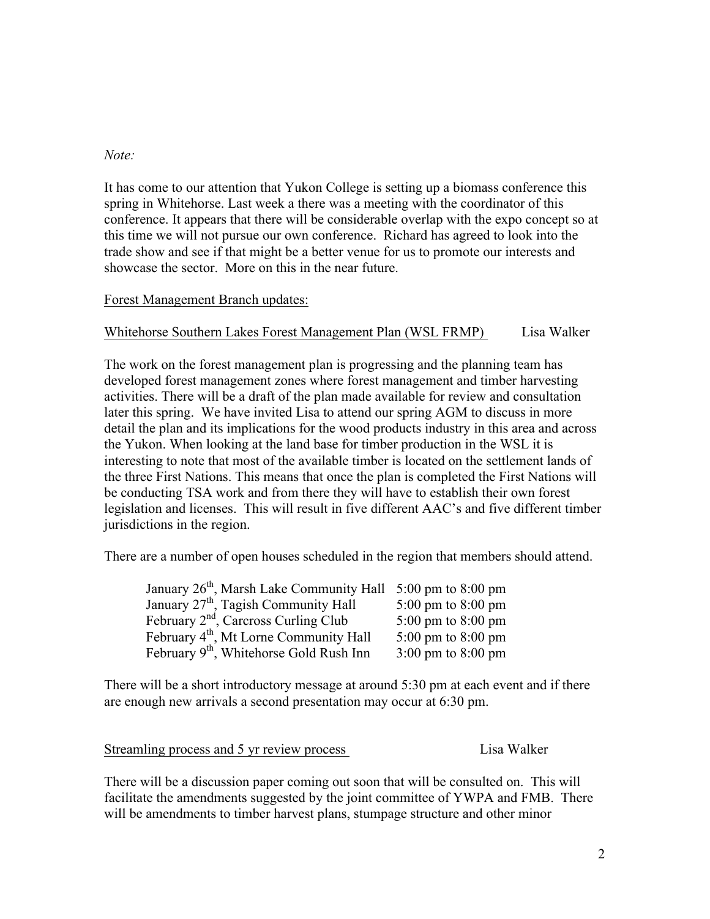*Note:*

It has come to our attention that Yukon College is setting up a biomass conference this spring in Whitehorse. Last week a there was a meeting with the coordinator of this conference. It appears that there will be considerable overlap with the expo concept so at this time we will not pursue our own conference. Richard has agreed to look into the trade show and see if that might be a better venue for us to promote our interests and showcase the sector. More on this in the near future.

<u>Forest Management Branch updates:</u>

<u>Whitehorse Southern Lakes Forest Management Plan (WSL FRMP)</u> Lisa Walker

The work on the forest management plan is progressing and the planning team has developed forest management zones where forest management and timber harvesting activities. There will be a draft of the plan made available for review and consultation later this spring. We have invited Lisa to attend our spring AGM to discuss in more detail the plan and its implications for the wood products industry in this area and across the Yukon. When looking at the land base for timber production in the WSL it is interesting to note that most of the available timber is located on the settlement lands of the three First Nations. This means that once the plan is completed the First Nations will be conducting TSA work and from there they will have to establish their own forest legislation and licenses. This will result in five different AAC's and five different timber jurisdictions in the region.

There are a number of open houses scheduled in the region that members should attend.

| | |
|---|---|
| January 26th, Marsh Lake Community Hall | 5:00 pm to 8:00 pm |
| January 27th, Tagish Community Hall | 5:00 pm to 8:00 pm |
| February 2nd, Carcross Curling Club | 5:00 pm to 8:00 pm |
| February 4th, Mt Lorne Community Hall | 5:00 pm to 8:00 pm |
| February 9th, Whitehorse Gold Rush Inn | 3:00 pm to 8:00 pm |

There will be a short introductory message at around 5:30 pm at each event and if there are enough new arrivals a second presentation may occur at 6:30 pm.

<u>Streamling process and 5 yr review process</u> Lisa Walker

There will be a discussion paper coming out soon that will be consulted on. This will facilitate the amendments suggested by the joint committee of YWPA and FMB. There will be amendments to timber harvest plans, stumpage structure and other minor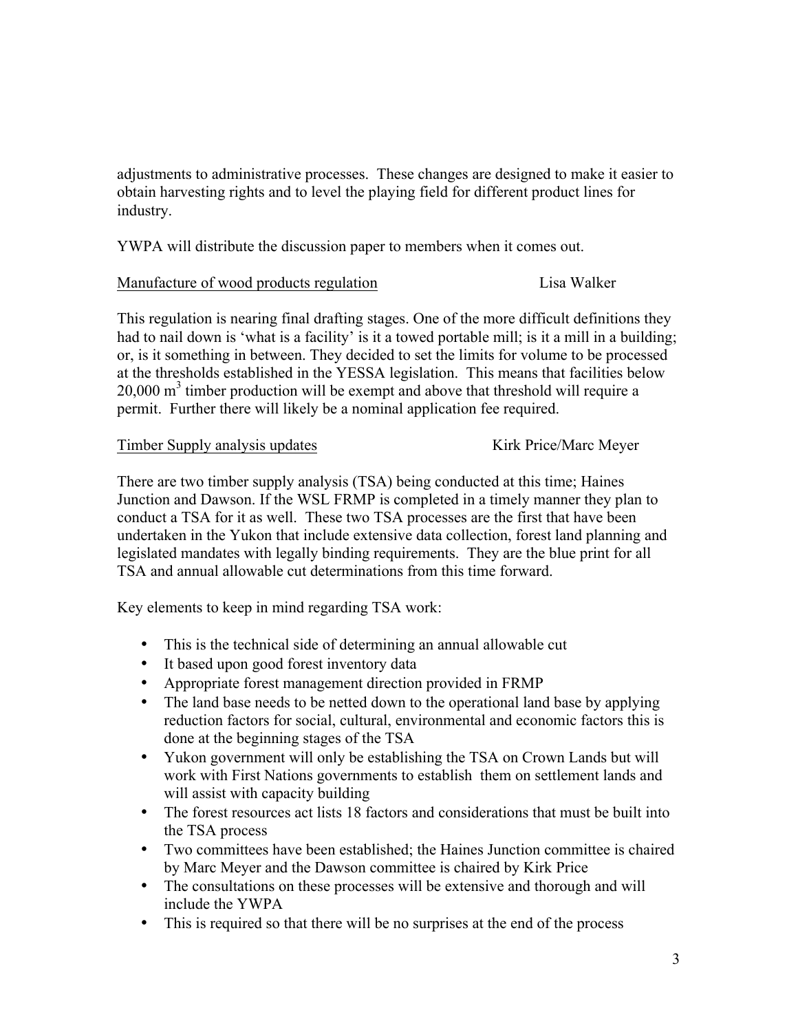adjustments to administrative processes. These changes are designed to make it easier to obtain harvesting rights and to level the playing field for different product lines for industry.

YWPA will distribute the discussion paper to members when it comes out.

<u>Manufacture of wood products regulation</u> Lisa Walker

This regulation is nearing final drafting stages. One of the more difficult definitions they had to nail down is 'what is a facility' is it a towed portable mill; is it a mill in a building; or, is it something in between. They decided to set the limits for volume to be processed at the thresholds established in the YESSA legislation. This means that facilities below 20,000 $m^3$ timber production will be exempt and above that threshold will require a permit. Further there will likely be a nominal application fee required.

<u>Timber Supply analysis updates</u> Kirk Price/Marc Meyer

There are two timber supply analysis (TSA) being conducted at this time; Haines Junction and Dawson. If the WSL FRMP is completed in a timely manner they plan to conduct a TSA for it as well. These two TSA processes are the first that have been undertaken in the Yukon that include extensive data collection, forest land planning and legislated mandates with legally binding requirements. They are the blue print for all TSA and annual allowable cut determinations from this time forward.

Key elements to keep in mind regarding TSA work:

- This is the technical side of determining an annual allowable cut
- It based upon good forest inventory data
- Appropriate forest management direction provided in FRMP
- The land base needs to be netted down to the operational land base by applying reduction factors for social, cultural, environmental and economic factors this is done at the beginning stages of the TSA
- Yukon government will only be establishing the TSA on Crown Lands but will work with First Nations governments to establish them on settlement lands and will assist with capacity building
- The forest resources act lists 18 factors and considerations that must be built into the TSA process
- Two committees have been established; the Haines Junction committee is chaired by Marc Meyer and the Dawson committee is chaired by Kirk Price
- The consultations on these processes will be extensive and thorough and will include the YWPA
- This is required so that there will be no surprises at the end of the process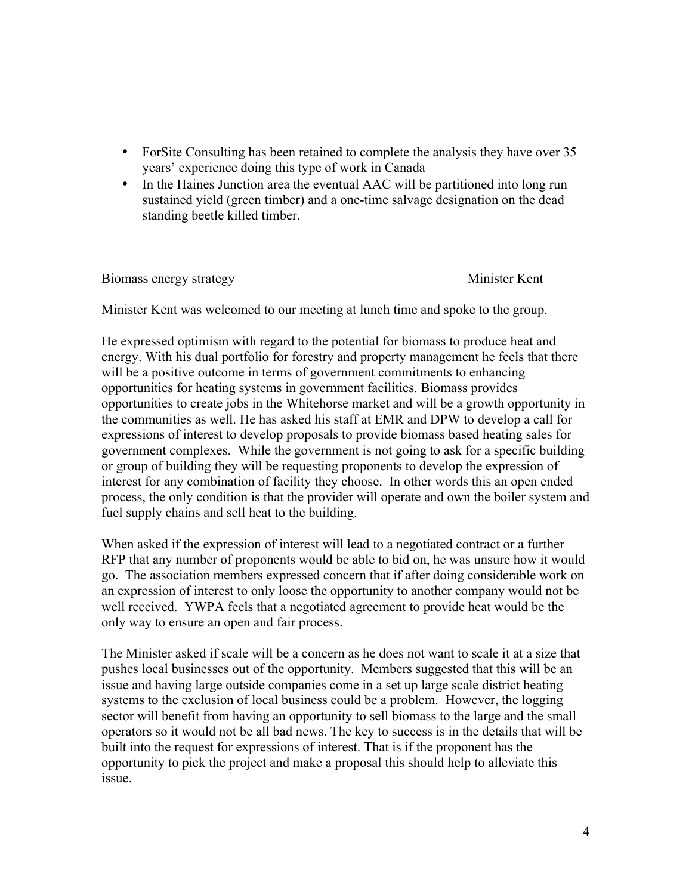- ForSite Consulting has been retained to complete the analysis they have over 35 years' experience doing this type of work in Canada
- In the Haines Junction area the eventual AAC will be partitioned into long run sustained yield (green timber) and a one-time salvage designation on the dead standing beetle killed timber.

<u>Biomass energy strategy</u> Minister Kent

Minister Kent was welcomed to our meeting at lunch time and spoke to the group.

He expressed optimism with regard to the potential for biomass to produce heat and energy. With his dual portfolio for forestry and property management he feels that there will be a positive outcome in terms of government commitments to enhancing opportunities for heating systems in government facilities. Biomass provides opportunities to create jobs in the Whitehorse market and will be a growth opportunity in the communities as well. He has asked his staff at EMR and DPW to develop a call for expressions of interest to develop proposals to provide biomass based heating sales for government complexes. While the government is not going to ask for a specific building or group of building they will be requesting proponents to develop the expression of interest for any combination of facility they choose. In other words this an open ended process, the only condition is that the provider will operate and own the boiler system and fuel supply chains and sell heat to the building.

When asked if the expression of interest will lead to a negotiated contract or a further RFP that any number of proponents would be able to bid on, he was unsure how it would go. The association members expressed concern that if after doing considerable work on an expression of interest to only loose the opportunity to another company would not be well received. YWPA feels that a negotiated agreement to provide heat would be the only way to ensure an open and fair process.

The Minister asked if scale will be a concern as he does not want to scale it at a size that pushes local businesses out of the opportunity. Members suggested that this will be an issue and having large outside companies come in a set up large scale district heating systems to the exclusion of local business could be a problem. However, the logging sector will benefit from having an opportunity to sell biomass to the large and the small operators so it would not be all bad news. The key to success is in the details that will be built into the request for expressions of interest. That is if the proponent has the opportunity to pick the project and make a proposal this should help to alleviate this issue.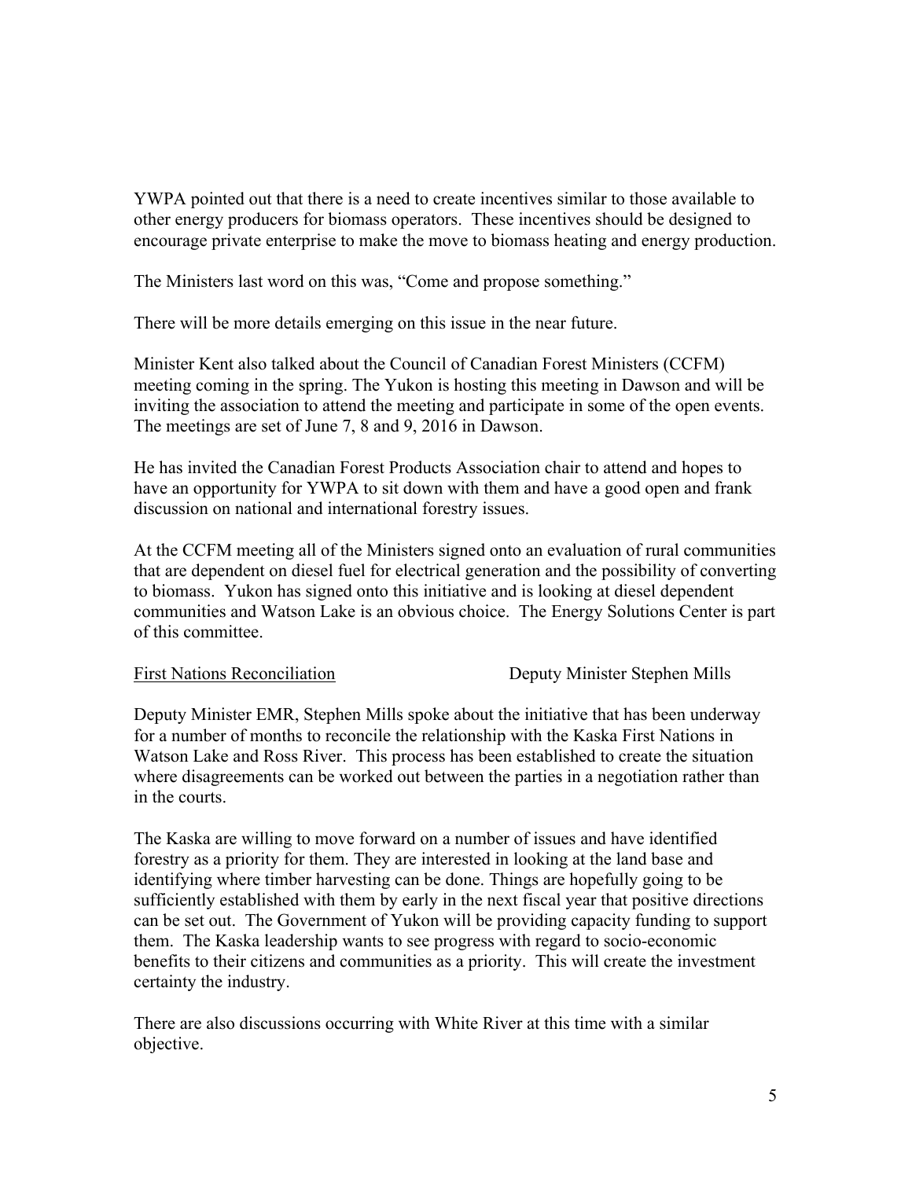YWPA pointed out that there is a need to create incentives similar to those available to other energy producers for biomass operators. These incentives should be designed to encourage private enterprise to make the move to biomass heating and energy production.

The Ministers last word on this was, "Come and propose something."

There will be more details emerging on this issue in the near future.

Minister Kent also talked about the Council of Canadian Forest Ministers (CCFM) meeting coming in the spring. The Yukon is hosting this meeting in Dawson and will be inviting the association to attend the meeting and participate in some of the open events. The meetings are set of June 7, 8 and 9, 2016 in Dawson.

He has invited the Canadian Forest Products Association chair to attend and hopes to have an opportunity for YWPA to sit down with them and have a good open and frank discussion on national and international forestry issues.

At the CCFM meeting all of the Ministers signed onto an evaluation of rural communities that are dependent on diesel fuel for electrical generation and the possibility of converting to biomass. Yukon has signed onto this initiative and is looking at diesel dependent communities and Watson Lake is an obvious choice. The Energy Solutions Center is part of this committee.

<u>First Nations Reconciliation</u> Deputy Minister Stephen Mills

Deputy Minister EMR, Stephen Mills spoke about the initiative that has been underway for a number of months to reconcile the relationship with the Kaska First Nations in Watson Lake and Ross River. This process has been established to create the situation where disagreements can be worked out between the parties in a negotiation rather than in the courts.

The Kaska are willing to move forward on a number of issues and have identified forestry as a priority for them. They are interested in looking at the land base and identifying where timber harvesting can be done. Things are hopefully going to be sufficiently established with them by early in the next fiscal year that positive directions can be set out. The Government of Yukon will be providing capacity funding to support them. The Kaska leadership wants to see progress with regard to socio-economic benefits to their citizens and communities as a priority. This will create the investment certainty the industry.

There are also discussions occurring with White River at this time with a similar objective.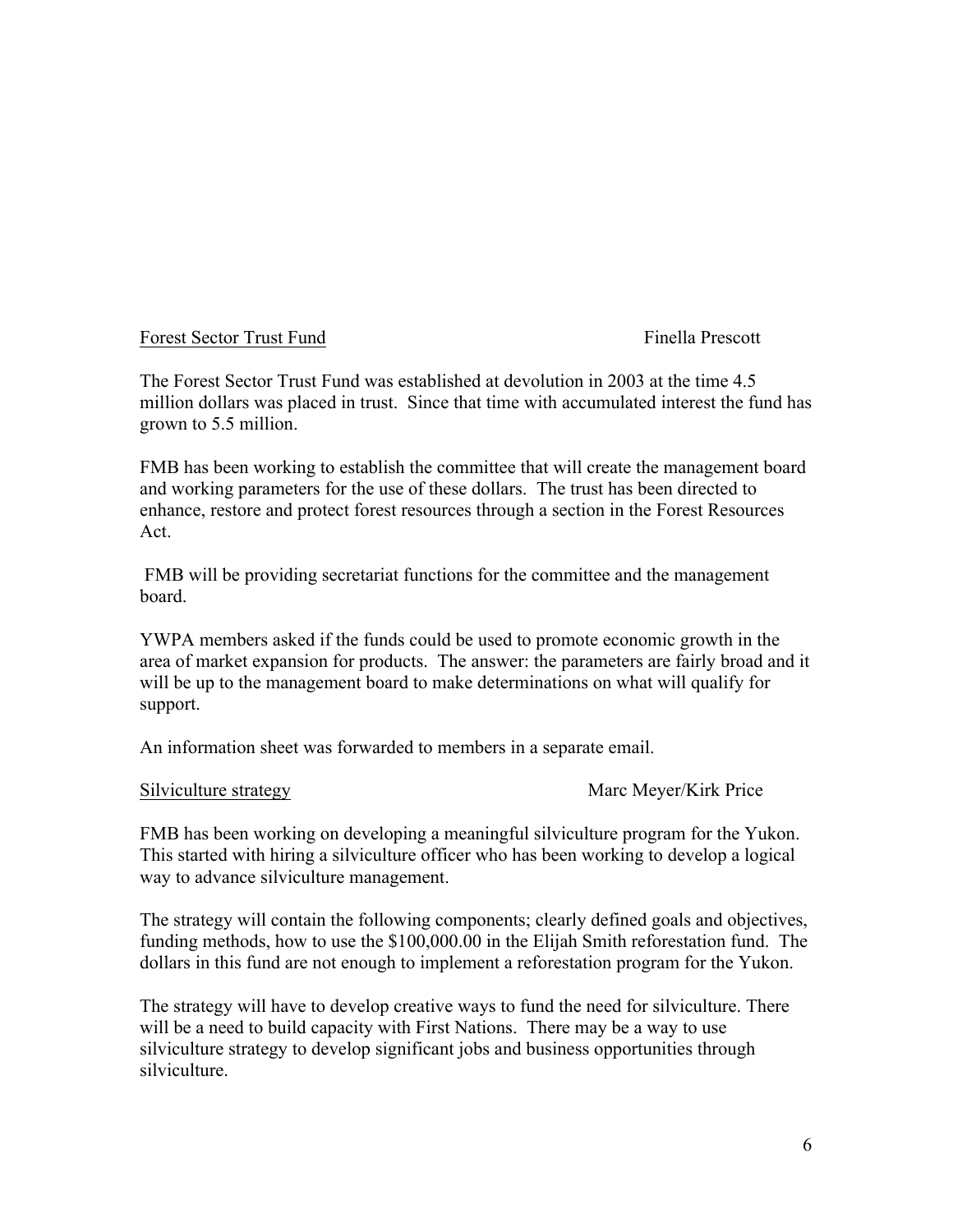Forest Sector Trust Fund Finella Prescott

The Forest Sector Trust Fund was established at devolution in 2003 at the time 4.5 million dollars was placed in trust. Since that time with accumulated interest the fund has grown to 5.5 million.

FMB has been working to establish the committee that will create the management board and working parameters for the use of these dollars. The trust has been directed to enhance, restore and protect forest resources through a section in the Forest Resources Act.

FMB will be providing secretariat functions for the committee and the management board.

YWPA members asked if the funds could be used to promote economic growth in the area of market expansion for products. The answer: the parameters are fairly broad and it will be up to the management board to make determinations on what will qualify for support.

An information sheet was forwarded to members in a separate email.

Silviculture strategy Marc Meyer/Kirk Price

FMB has been working on developing a meaningful silviculture program for the Yukon. This started with hiring a silviculture officer who has been working to develop a logical way to advance silviculture management.

The strategy will contain the following components; clearly defined goals and objectives, funding methods, how to use the $100,000.00 in the Elijah Smith reforestation fund. The dollars in this fund are not enough to implement a reforestation program for the Yukon.

The strategy will have to develop creative ways to fund the need for silviculture. There will be a need to build capacity with First Nations. There may be a way to use silviculture strategy to develop significant jobs and business opportunities through silviculture.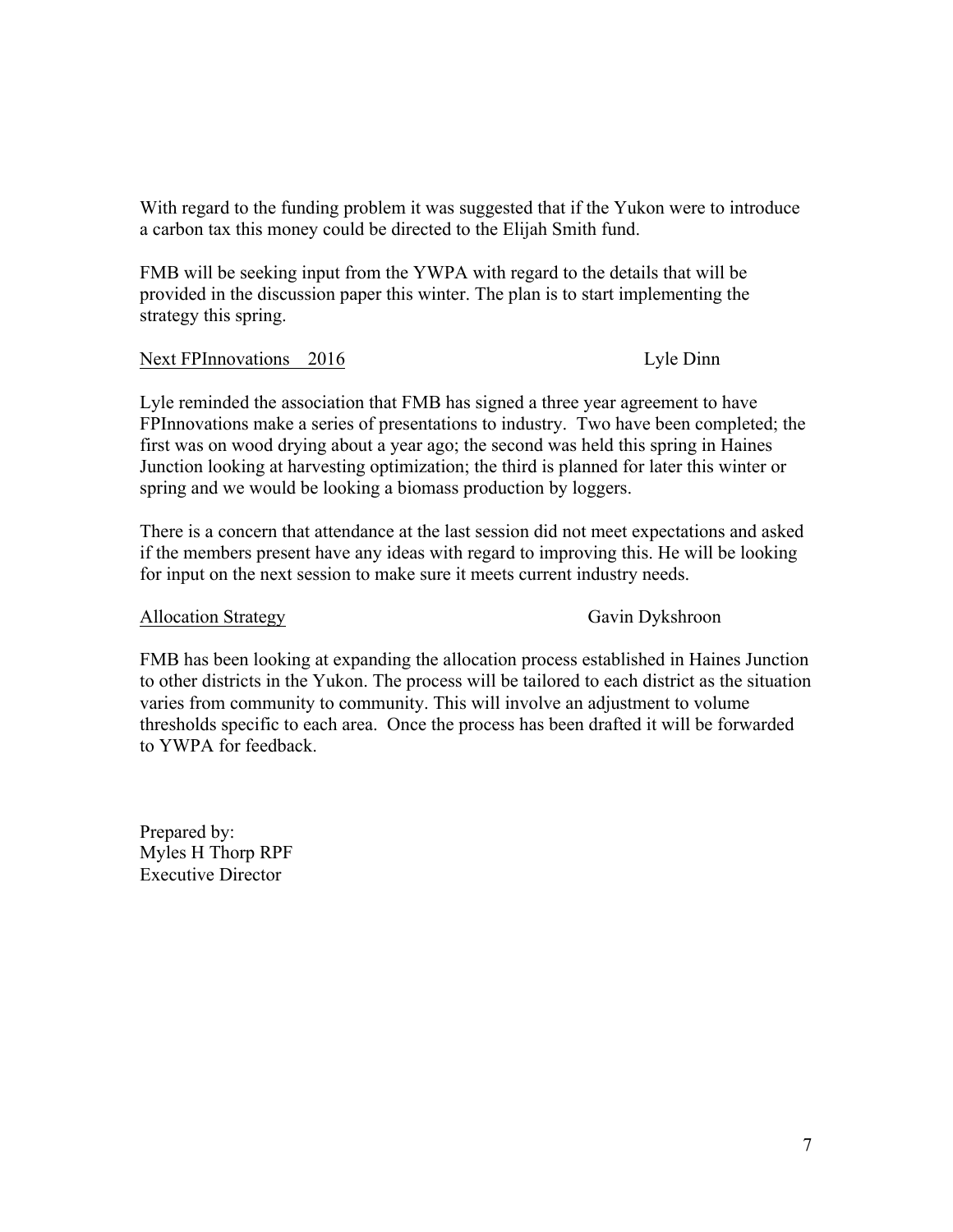With regard to the funding problem it was suggested that if the Yukon were to introduce a carbon tax this money could be directed to the Elijah Smith fund.

FMB will be seeking input from the YWPA with regard to the details that will be provided in the discussion paper this winter. The plan is to start implementing the strategy this spring.

<u>Next FPInnovations 2016</u> Lyle Dinn

Lyle reminded the association that FMB has signed a three year agreement to have FPInnovations make a series of presentations to industry. Two have been completed; the first was on wood drying about a year ago; the second was held this spring in Haines Junction looking at harvesting optimization; the third is planned for later this winter or spring and we would be looking a biomass production by loggers.

There is a concern that attendance at the last session did not meet expectations and asked if the members present have any ideas with regard to improving this. He will be looking for input on the next session to make sure it meets current industry needs.

<u>Allocation Strategy</u> Gavin Dykshroon

FMB has been looking at expanding the allocation process established in Haines Junction to other districts in the Yukon. The process will be tailored to each district as the situation varies from community to community. This will involve an adjustment to volume thresholds specific to each area. Once the process has been drafted it will be forwarded to YWPA for feedback.

Prepared by:
Myles H Thorp RPF
Executive Director